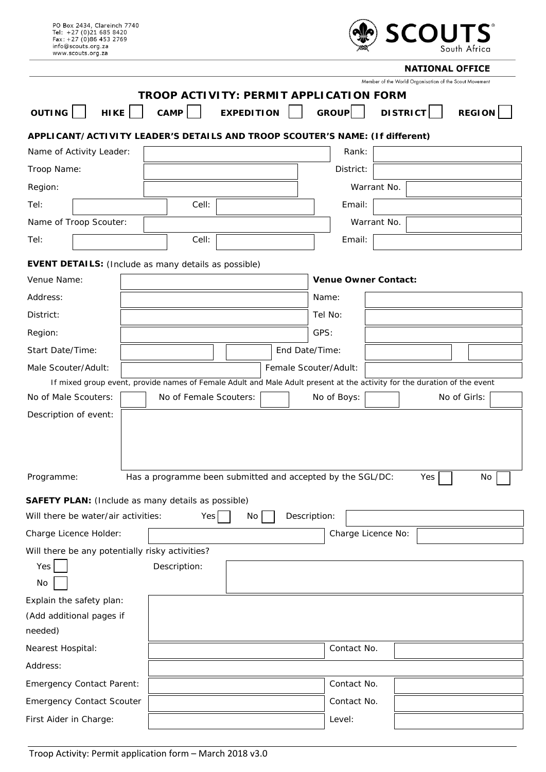PO Box 2434, Clareinch 7740
Tel: +27 (0)21 685 8420
Fax: +27 (0)86 453 2769
info@scouts.org.za
www.scouts.org.za

SCOUTS South Africa

**NATIONAL OFFICE**

Member of the World Organisation of the Scout Movement

# TROOP ACTIVITY: PERMIT APPLICATION FORM

**OUTING** ☐ **HIKE** ☐ **CAMP** ☐ **EXPEDITION** ☐ **GROUP** ☐ **DISTRICT** ☐ **REGION** ☐

## APPLICANT/ACTIVITY LEADER'S DETAILS AND TROOP SCOUTER'S NAME: (If different)

| | | | |
|---|---|---|---|
| Name of Activity Leader: | | Rank: | |
| Troop Name: | | District: | |
| Region: | | Warrant No. | |
| Tel: | Cell: | Email: | |
| Name of Troop Scouter: | | Warrant No. | |
| Tel: | Cell: | Email: | |

## EVENT DETAILS: (Include as many details as possible)

| | | | |
|---|---|---|---|
| Venue Name: | | **Venue Owner Contact:** | |
| Address: | | Name: | |
| District: | | Tel No: | |
| Region: | | GPS: | |
| Start Date/Time: | | End Date/Time: | |
| Male Scouter/Adult: | | Female Scouter/Adult: | |

If mixed group event, provide names of Female Adult and Male Adult present at the activity for the duration of the event

| | | | |
|---|---|---|---|
| No of Male Scouters: | No of Female Scouters: | No of Boys: | No of Girls: |

Description of event:

Programme: Has a programme been submitted and accepted by the SGL/DC: Yes ☐ No ☐

## SAFETY PLAN: (Include as many details as possible)

Will there be water/air activities: Yes ☐ No ☐ Description:

| | | | |
|---|---|---|---|
| Charge Licence Holder: | | Charge Licence No: | |

Will there be any potentially risky activities?

Yes ☐
No ☐
Description:

Explain the safety plan:
(Add additional pages if needed)

| | | | |
|---|---|---|---|
| Nearest Hospital: | | Contact No. | |
| Address: | | | |
| Emergency Contact Parent: | | Contact No. | |
| Emergency Contact Scouter | | Contact No. | |
| First Aider in Charge: | | Level: | |

Troop Activity: Permit application form – March 2018 v3.0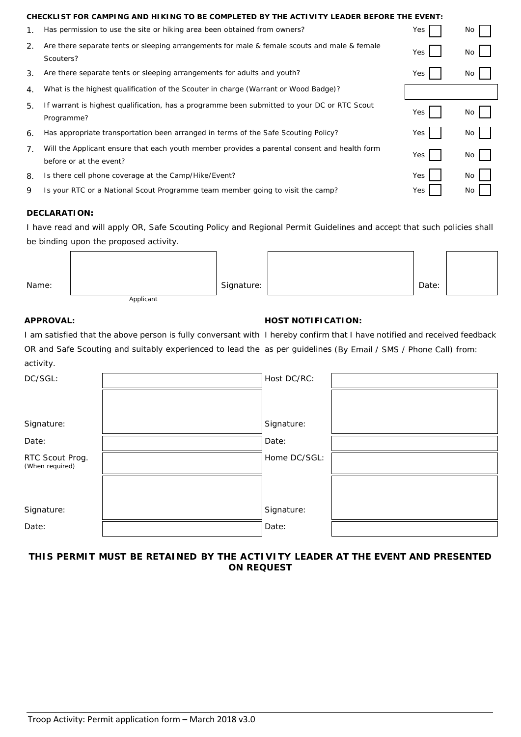**CHECKLIST FOR CAMPING AND HIKING TO BE COMPLETED BY THE ACTIVITY LEADER BEFORE THE EVENT:**

| # | Question | Yes | No |
|---|---|---|---|
| 1. | Has permission to use the site or hiking area been obtained from owners? | Yes ☐ | No ☐ |
| 2. | Are there separate tents or sleeping arrangements for male & female scouts and male & female Scouters? | Yes ☐ | No ☐ |
| 3. | Are there separate tents or sleeping arrangements for adults and youth? | Yes ☐ | No ☐ |
| 4. | What is the highest qualification of the Scouter in charge (Warrant or Wood Badge)? | | |
| 5. | If warrant is highest qualification, has a programme been submitted to your DC or RTC Scout Programme? | Yes ☐ | No ☐ |
| 6. | Has appropriate transportation been arranged in terms of the Safe Scouting Policy? | Yes ☐ | No ☐ |
| 7. | Will the Applicant ensure that each youth member provides a parental consent and health form before or at the event? | Yes ☐ | No ☐ |
| 8. | Is there cell phone coverage at the Camp/Hike/Event? | Yes ☐ | No ☐ |
| 9 | Is your RTC or a National Scout Programme team member going to visit the camp? | Yes ☐ | No ☐ |

**DECLARATION:**

I have read and will apply OR, Safe Scouting Policy and Regional Permit Guidelines and accept that such policies shall be binding upon the proposed activity.

| Name: | | Signature: | | Date: | |
|---|---|---|---|---|---|
| | Applicant | | | | |

**APPROVAL:**

I am satisfied that the above person is fully conversant with OR and Safe Scouting and suitably experienced to lead the activity.

| | |
|---|---|
| DC/SGL: | |
| Signature: | |
| Date: | |
| RTC Scout Prog. (When required) | |
| Signature: | |
| Date: | |

**HOST NOTIFICATION:**

I hereby confirm that I have notified and received feedback as per guidelines (By Email / SMS / Phone Call) from:

| | |
|---|---|
| Host DC/RC: | |
| Signature: | |
| Date: | |
| Home DC/SGL: | |
| Signature: | |
| Date: | |

**THIS PERMIT MUST BE RETAINED BY THE ACTIVITY LEADER AT THE EVENT AND PRESENTED ON REQUEST**

Troop Activity: Permit application form – March 2018 v3.0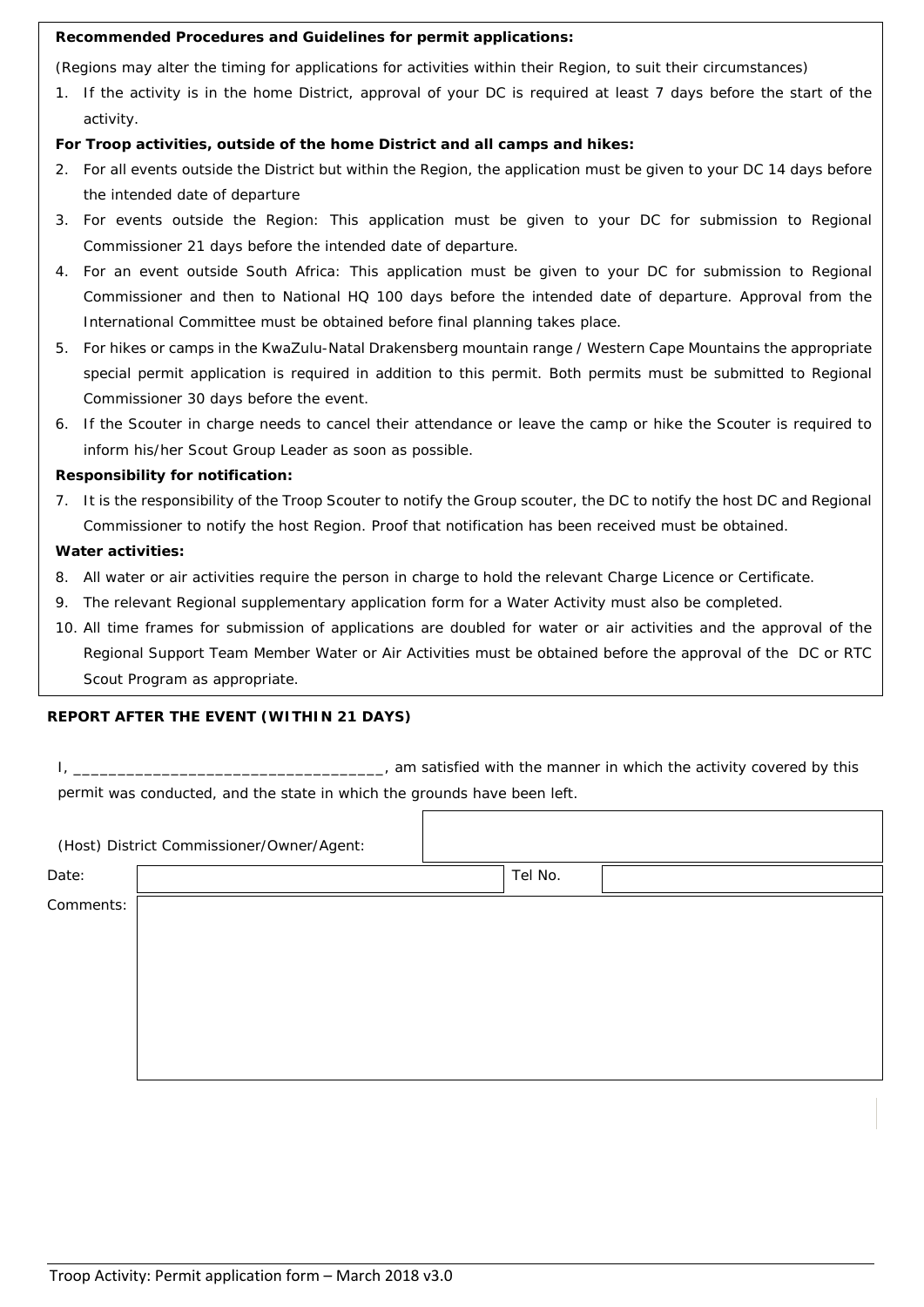**Recommended Procedures and Guidelines for permit applications:**

(Regions may alter the timing for applications for activities within their Region, to suit their circumstances)

1. If the activity is in the home District, approval of your DC is required at least 7 days before the start of the activity.

**For Troop activities, outside of the home District and all camps and hikes:**

2. For all events outside the District but within the Region, the application must be given to your DC 14 days before the intended date of departure
3. For events outside the Region: This application must be given to your DC for submission to Regional Commissioner 21 days before the intended date of departure.
4. For an event outside South Africa: This application must be given to your DC for submission to Regional Commissioner and then to National HQ 100 days before the intended date of departure. Approval from the International Committee must be obtained before final planning takes place.
5. For hikes or camps in the KwaZulu-Natal Drakensberg mountain range / Western Cape Mountains the appropriate special permit application is required in addition to this permit. Both permits must be submitted to Regional Commissioner 30 days before the event.
6. If the Scouter in charge needs to cancel their attendance or leave the camp or hike the Scouter is required to inform his/her Scout Group Leader as soon as possible.

**Responsibility for notification:**

7. It is the responsibility of the Troop Scouter to notify the Group scouter, the DC to notify the host DC and Regional Commissioner to notify the host Region. Proof that notification has been received must be obtained.

**Water activities:**

8. All water or air activities require the person in charge to hold the relevant Charge Licence or Certificate.
9. The relevant Regional supplementary application form for a Water Activity must also be completed.
10. All time frames for submission of applications are doubled for water or air activities and the approval of the Regional Support Team Member Water or Air Activities must be obtained before the approval of the DC or RTC Scout Program as appropriate.

**REPORT AFTER THE EVENT (WITHIN 21 DAYS)**

I, ___________________________________, am satisfied with the manner in which the activity covered by this permit was conducted, and the state in which the grounds have been left.

| | | | |
|---|---|---|---|
| (Host) District Commissioner/Owner/Agent: | | | |
| Date: | | Tel No. | |
| Comments: | | | |